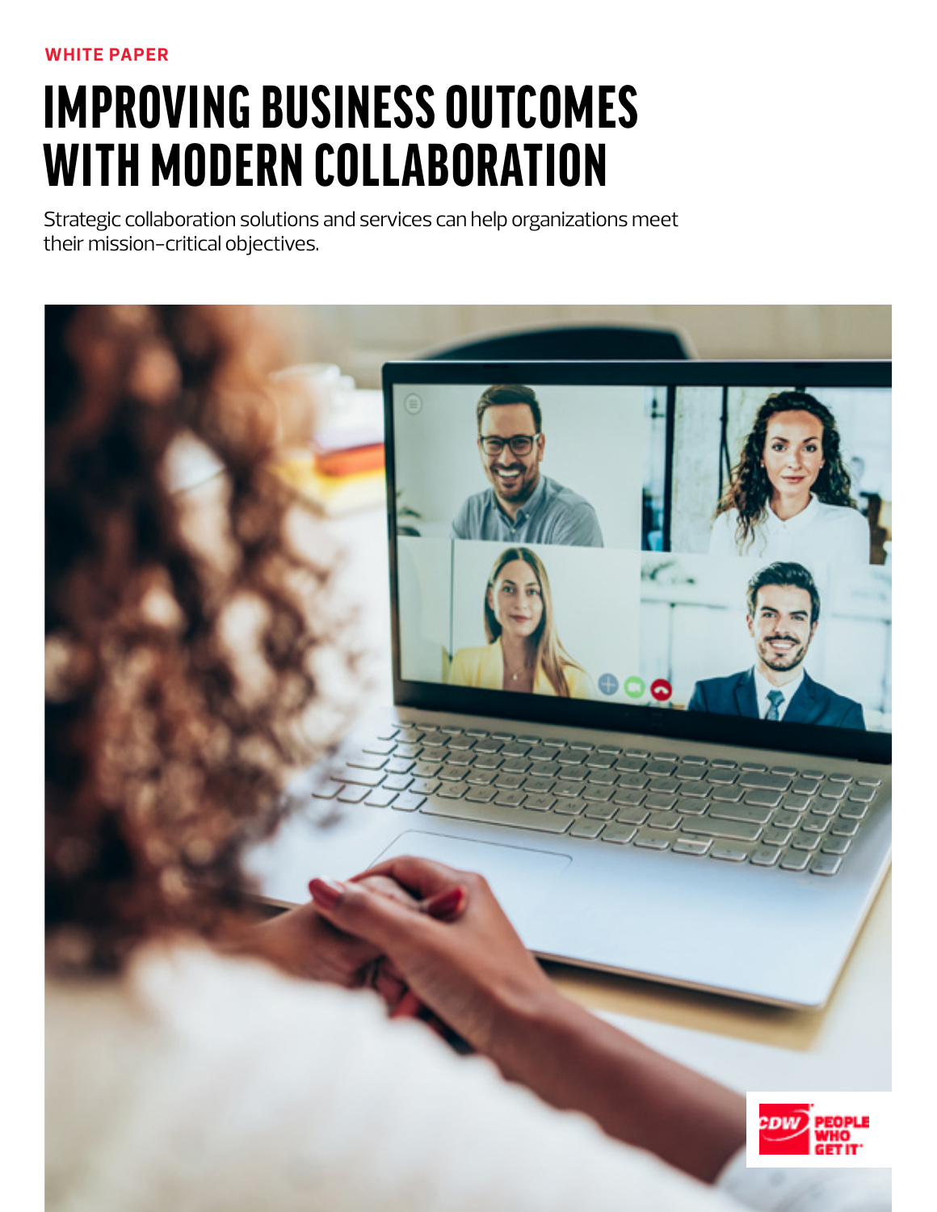WHITE PAPER

# IMPROVING BUSINESS OUTCOMES WITH MODERN COLLABORATION

Strategic collaboration solutions and services can help organizations meet their mission-critical objectives.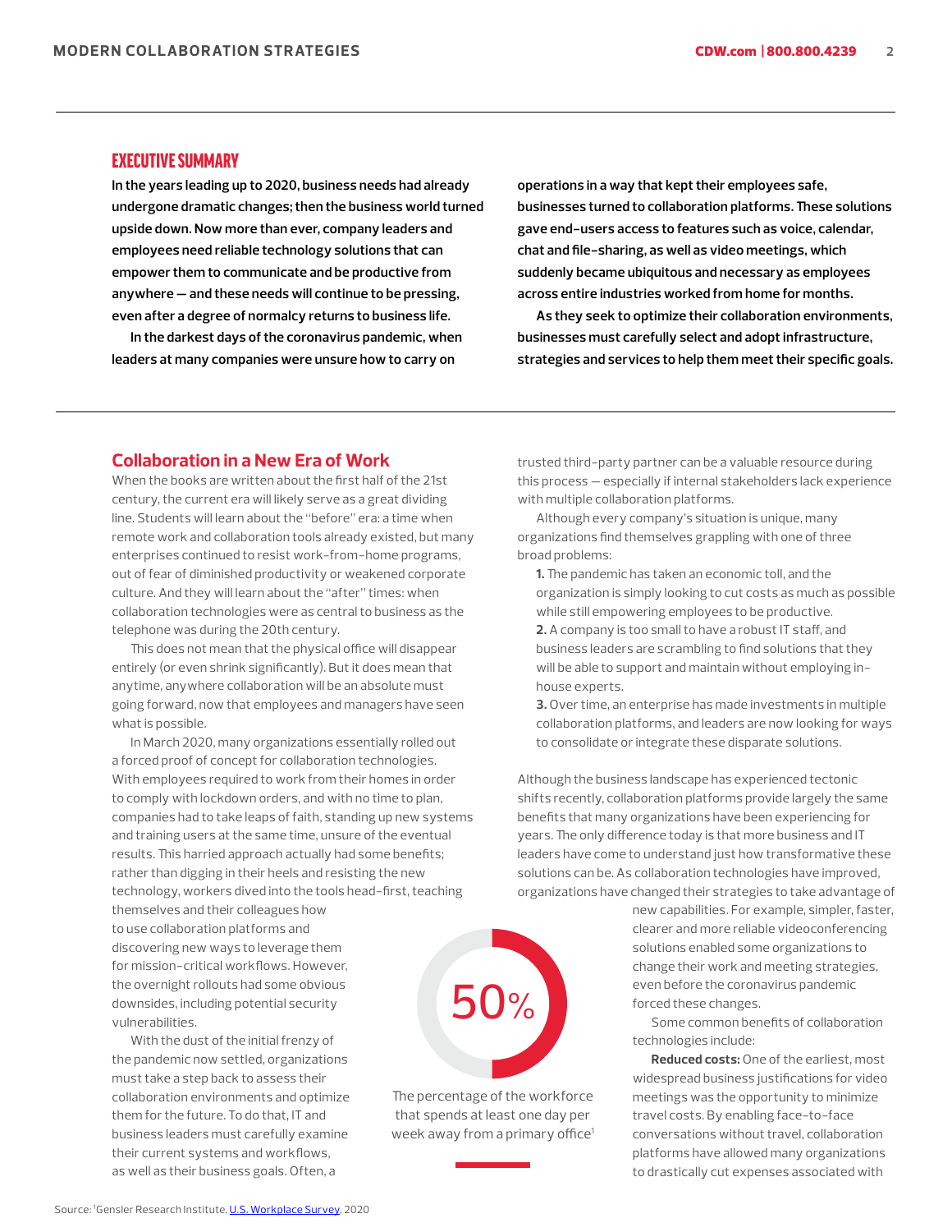## EXECUTIVE SUMMARY

**In the years leading up to 2020, business needs had already undergone dramatic changes; then the business world turned upside down. Now more than ever, company leaders and employees need reliable technology solutions that can empower them to communicate and be productive from anywhere — and these needs will continue to be pressing, even after a degree of normalcy returns to business life.**

**In the darkest days of the coronavirus pandemic, when leaders at many companies were unsure how to carry on operations in a way that kept their employees safe, businesses turned to collaboration platforms. These solutions gave end-users access to features such as voice, calendar, chat and file-sharing, as well as video meetings, which suddenly became ubiquitous and necessary as employees across entire industries worked from home for months.**

**As they seek to optimize their collaboration environments, businesses must carefully select and adopt infrastructure, strategies and services to help them meet their specific goals.**

## Collaboration in a New Era of Work

When the books are written about the first half of the 21st century, the current era will likely serve as a great dividing line. Students will learn about the "before" era: a time when remote work and collaboration tools already existed, but many enterprises continued to resist work-from-home programs, out of fear of diminished productivity or weakened corporate culture. And they will learn about the "after" times: when collaboration technologies were as central to business as the telephone was during the 20th century.

This does not mean that the physical office will disappear entirely (or even shrink significantly). But it does mean that anytime, anywhere collaboration will be an absolute must going forward, now that employees and managers have seen what is possible.

In March 2020, many organizations essentially rolled out a forced proof of concept for collaboration technologies. With employees required to work from their homes in order to comply with lockdown orders, and with no time to plan, companies had to take leaps of faith, standing up new systems and training users at the same time, unsure of the eventual results. This harried approach actually had some benefits; rather than digging in their heels and resisting the new technology, workers dived into the tools head-first, teaching themselves and their colleagues how to use collaboration platforms and discovering new ways to leverage them for mission-critical workflows. However, the overnight rollouts had some obvious downsides, including potential security vulnerabilities.

With the dust of the initial frenzy of the pandemic now settled, organizations must take a step back to assess their collaboration environments and optimize them for the future. To do that, IT and business leaders must carefully examine their current systems and workflows, as well as their business goals. Often, a trusted third-party partner can be a valuable resource during this process — especially if internal stakeholders lack experience with multiple collaboration platforms.

Although every company's situation is unique, many organizations find themselves grappling with one of three broad problems:

**1.** The pandemic has taken an economic toll, and the organization is simply looking to cut costs as much as possible while still empowering employees to be productive.

**2.** A company is too small to have a robust IT staff, and business leaders are scrambling to find solutions that they will be able to support and maintain without employing in-house experts.

**3.** Over time, an enterprise has made investments in multiple collaboration platforms, and leaders are now looking for ways to consolidate or integrate these disparate solutions.

Although the business landscape has experienced tectonic shifts recently, collaboration platforms provide largely the same benefits that many organizations have been experiencing for years. The only difference today is that more business and IT leaders have come to understand just how transformative these solutions can be. As collaboration technologies have improved, organizations have changed their strategies to take advantage of new capabilities. For example, simpler, faster, clearer and more reliable videoconferencing solutions enabled some organizations to change their work and meeting strategies, even before the coronavirus pandemic forced these changes.

**50%**

The percentage of the workforce that spends at least one day per week away from a primary office[1]

Some common benefits of collaboration technologies include:

**Reduced costs:** One of the earliest, most widespread business justifications for video meetings was the opportunity to minimize travel costs. By enabling face-to-face conversations without travel, collaboration platforms have allowed many organizations to drastically cut expenses associated with

Source: [1]Gensler Research Institute, U.S. Workplace Survey, 2020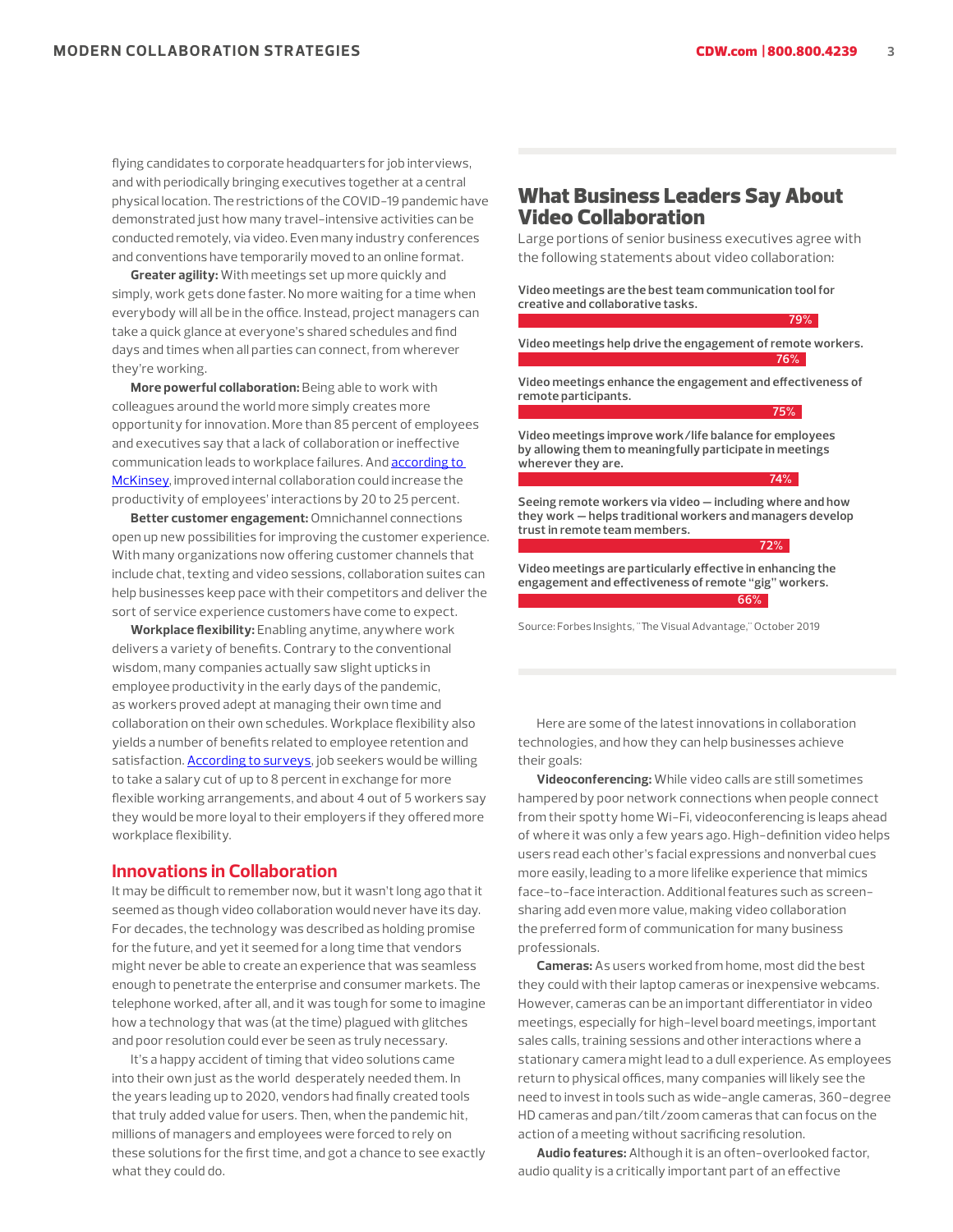flying candidates to corporate headquarters for job interviews, and with periodically bringing executives together at a central physical location. The restrictions of the COVID-19 pandemic have demonstrated just how many travel-intensive activities can be conducted remotely, via video. Even many industry conferences and conventions have temporarily moved to an online format.

**Greater agility:** With meetings set up more quickly and simply, work gets done faster. No more waiting for a time when everybody will all be in the office. Instead, project managers can take a quick glance at everyone's shared schedules and find days and times when all parties can connect, from wherever they're working.

**More powerful collaboration:** Being able to work with colleagues around the world more simply creates more opportunity for innovation. More than 85 percent of employees and executives say that a lack of collaboration or ineffective communication leads to workplace failures. And according to McKinsey, improved internal collaboration could increase the productivity of employees' interactions by 20 to 25 percent.

**Better customer engagement:** Omnichannel connections open up new possibilities for improving the customer experience. With many organizations now offering customer channels that include chat, texting and video sessions, collaboration suites can help businesses keep pace with their competitors and deliver the sort of service experience customers have come to expect.

**Workplace flexibility:** Enabling anytime, anywhere work delivers a variety of benefits. Contrary to the conventional wisdom, many companies actually saw slight upticks in employee productivity in the early days of the pandemic, as workers proved adept at managing their own time and collaboration on their own schedules. Workplace flexibility also yields a number of benefits related to employee retention and satisfaction. According to surveys, job seekers would be willing to take a salary cut of up to 8 percent in exchange for more flexible working arrangements, and about 4 out of 5 workers say they would be more loyal to their employers if they offered more workplace flexibility.

## Innovations in Collaboration

It may be difficult to remember now, but it wasn't long ago that it seemed as though video collaboration would never have its day. For decades, the technology was described as holding promise for the future, and yet it seemed for a long time that vendors might never be able to create an experience that was seamless enough to penetrate the enterprise and consumer markets. The telephone worked, after all, and it was tough for some to imagine how a technology that was (at the time) plagued with glitches and poor resolution could ever be seen as truly necessary.

It's a happy accident of timing that video solutions came into their own just as the world desperately needed them. In the years leading up to 2020, vendors had finally created tools that truly added value for users. Then, when the pandemic hit, millions of managers and employees were forced to rely on these solutions for the first time, and got a chance to see exactly what they could do.

## What Business Leaders Say About Video Collaboration

Large portions of senior business executives agree with the following statements about video collaboration:

| Statement | Percentage |
|---|---|
| Video meetings are the best team communication tool for creative and collaborative tasks. | 79% |
| Video meetings help drive the engagement of remote workers. | 76% |
| Video meetings enhance the engagement and effectiveness of remote participants. | 75% |
| Video meetings improve work/life balance for employees by allowing them to meaningfully participate in meetings wherever they are. | 74% |
| Seeing remote workers via video — including where and how they work — helps traditional workers and managers develop trust in remote team members. | 72% |
| Video meetings are particularly effective in enhancing the engagement and effectiveness of remote "gig" workers. | 66% |

Source: Forbes Insights, "The Visual Advantage," October 2019

Here are some of the latest innovations in collaboration technologies, and how they can help businesses achieve their goals:

**Videoconferencing:** While video calls are still sometimes hampered by poor network connections when people connect from their spotty home Wi-Fi, videoconferencing is leaps ahead of where it was only a few years ago. High-definition video helps users read each other's facial expressions and nonverbal cues more easily, leading to a more lifelike experience that mimics face-to-face interaction. Additional features such as screen-sharing add even more value, making video collaboration the preferred form of communication for many business professionals.

**Cameras:** As users worked from home, most did the best they could with their laptop cameras or inexpensive webcams. However, cameras can be an important differentiator in video meetings, especially for high-level board meetings, important sales calls, training sessions and other interactions where a stationary camera might lead to a dull experience. As employees return to physical offices, many companies will likely see the need to invest in tools such as wide-angle cameras, 360-degree HD cameras and pan/tilt/zoom cameras that can focus on the action of a meeting without sacrificing resolution.

**Audio features:** Although it is an often-overlooked factor, audio quality is a critically important part of an effective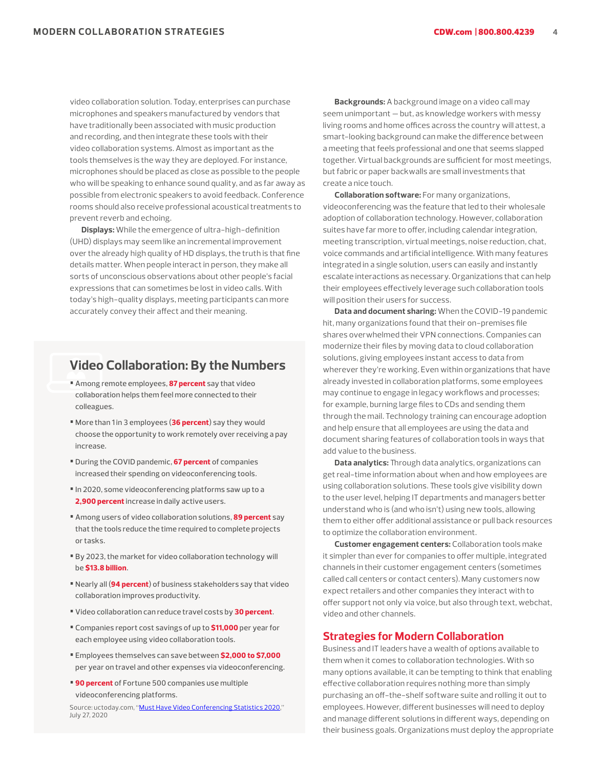video collaboration solution. Today, enterprises can purchase microphones and speakers manufactured by vendors that have traditionally been associated with music production and recording, and then integrate these tools with their video collaboration systems. Almost as important as the tools themselves is the way they are deployed. For instance, microphones should be placed as close as possible to the people who will be speaking to enhance sound quality, and as far away as possible from electronic speakers to avoid feedback. Conference rooms should also receive professional acoustical treatments to prevent reverb and echoing.

**Displays:** While the emergence of ultra-high-definition (UHD) displays may seem like an incremental improvement over the already high quality of HD displays, the truth is that fine details matter. When people interact in person, they make all sorts of unconscious observations about other people's facial expressions that can sometimes be lost in video calls. With today's high-quality displays, meeting participants can more accurately convey their affect and their meaning.

## Video Collaboration: By the Numbers

- Among remote employees, **87 percent** say that video collaboration helps them feel more connected to their colleagues.
- More than 1 in 3 employees (**36 percent**) say they would choose the opportunity to work remotely over receiving a pay increase.
- During the COVID pandemic, **67 percent** of companies increased their spending on videoconferencing tools.
- In 2020, some videoconferencing platforms saw up to a **2,900 percent** increase in daily active users.
- Among users of video collaboration solutions, **89 percent** say that the tools reduce the time required to complete projects or tasks.
- By 2023, the market for video collaboration technology will be **$13.8 billion**.
- Nearly all (**94 percent**) of business stakeholders say that video collaboration improves productivity.
- Video collaboration can reduce travel costs by **30 percent**.
- Companies report cost savings of up to **$11,000** per year for each employee using video collaboration tools.
- Employees themselves can save between **$2,000 to $7,000** per year on travel and other expenses via videoconferencing.
- **90 percent** of Fortune 500 companies use multiple videoconferencing platforms.

Source: uctoday.com, "Must Have Video Conferencing Statistics 2020," July 27, 2020

**Backgrounds:** A background image on a video call may seem unimportant — but, as knowledge workers with messy living rooms and home offices across the country will attest, a smart-looking background can make the difference between a meeting that feels professional and one that seems slapped together. Virtual backgrounds are sufficient for most meetings, but fabric or paper backwalls are small investments that create a nice touch.

**Collaboration software:** For many organizations, videoconferencing was the feature that led to their wholesale adoption of collaboration technology. However, collaboration suites have far more to offer, including calendar integration, meeting transcription, virtual meetings, noise reduction, chat, voice commands and artificial intelligence. With many features integrated in a single solution, users can easily and instantly escalate interactions as necessary. Organizations that can help their employees effectively leverage such collaboration tools will position their users for success.

**Data and document sharing:** When the COVID-19 pandemic hit, many organizations found that their on-premises file shares overwhelmed their VPN connections. Companies can modernize their files by moving data to cloud collaboration solutions, giving employees instant access to data from wherever they're working. Even within organizations that have already invested in collaboration platforms, some employees may continue to engage in legacy workflows and processes; for example, burning large files to CDs and sending them through the mail. Technology training can encourage adoption and help ensure that all employees are using the data and document sharing features of collaboration tools in ways that add value to the business.

**Data analytics:** Through data analytics, organizations can get real-time information about when and how employees are using collaboration solutions. These tools give visibility down to the user level, helping IT departments and managers better understand who is (and who isn't) using new tools, allowing them to either offer additional assistance or pull back resources to optimize the collaboration environment.

**Customer engagement centers:** Collaboration tools make it simpler than ever for companies to offer multiple, integrated channels in their customer engagement centers (sometimes called call centers or contact centers). Many customers now expect retailers and other companies they interact with to offer support not only via voice, but also through text, webchat, video and other channels.

## Strategies for Modern Collaboration

Business and IT leaders have a wealth of options available to them when it comes to collaboration technologies. With so many options available, it can be tempting to think that enabling effective collaboration requires nothing more than simply purchasing an off-the-shelf software suite and rolling it out to employees. However, different businesses will need to deploy and manage different solutions in different ways, depending on their business goals. Organizations must deploy the appropriate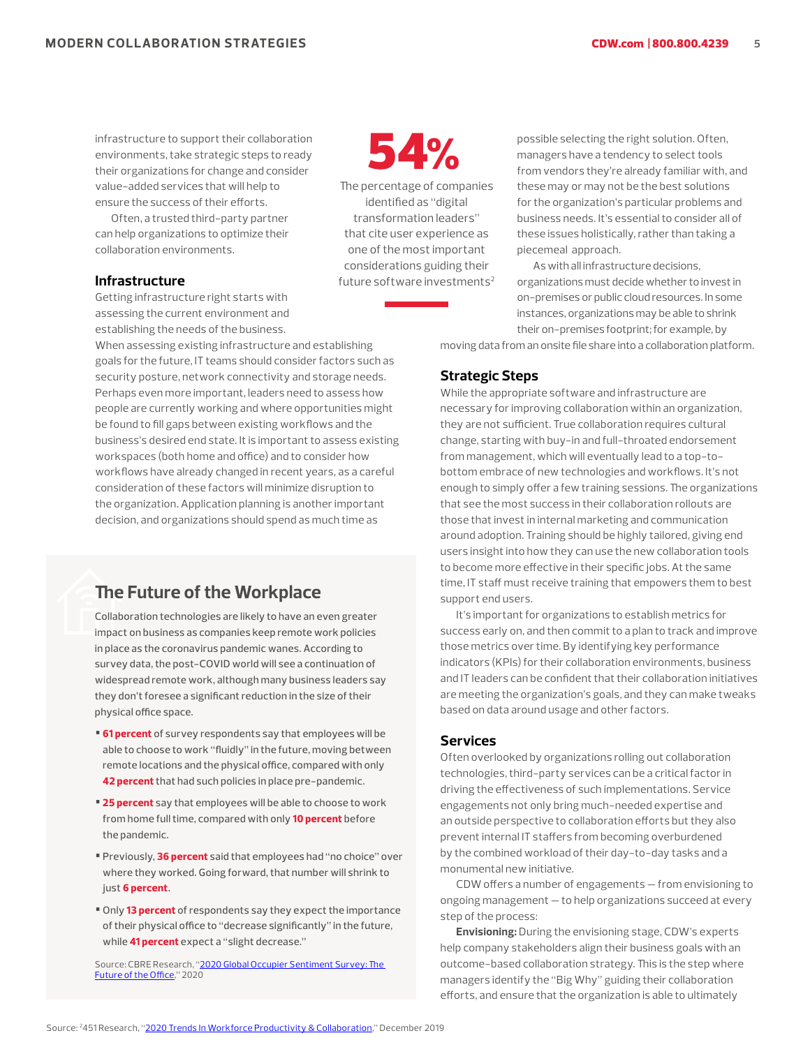infrastructure to support their collaboration environments, take strategic steps to ready their organizations for change and consider value-added services that will help to ensure the success of their efforts.

Often, a trusted third-party partner can help organizations to optimize their collaboration environments.

## Infrastructure

Getting infrastructure right starts with assessing the current environment and establishing the needs of the business. When assessing existing infrastructure and establishing goals for the future, IT teams should consider factors such as security posture, network connectivity and storage needs. Perhaps even more important, leaders need to assess how people are currently working and where opportunities might be found to fill gaps between existing workflows and the business's desired end state. It is important to assess existing workspaces (both home and office) and to consider how workflows have already changed in recent years, as a careful consideration of these factors will minimize disruption to the organization. Application planning is another important decision, and organizations should spend as much time as possible selecting the right solution. Often, managers have a tendency to select tools from vendors they're already familiar with, and these may or may not be the best solutions for the organization's particular problems and business needs. It's essential to consider all of these issues holistically, rather than taking a piecemeal approach.

As with all infrastructure decisions, organizations must decide whether to invest in on-premises or public cloud resources. In some instances, organizations may be able to shrink their on-premises footprint; for example, by moving data from an onsite file share into a collaboration platform.

**54%**

The percentage of companies identified as "digital transformation leaders" that cite user experience as one of the most important considerations guiding their future software investments[2]

## Strategic Steps

While the appropriate software and infrastructure are necessary for improving collaboration within an organization, they are not sufficient. True collaboration requires cultural change, starting with buy-in and full-throated endorsement from management, which will eventually lead to a top-to-bottom embrace of new technologies and workflows. It's not enough to simply offer a few training sessions. The organizations that see the most success in their collaboration rollouts are those that invest in internal marketing and communication around adoption. Training should be highly tailored, giving end users insight into how they can use the new collaboration tools to become more effective in their specific jobs. At the same time, IT staff must receive training that empowers them to best support end users.

It's important for organizations to establish metrics for success early on, and then commit to a plan to track and improve those metrics over time. By identifying key performance indicators (KPIs) for their collaboration environments, business and IT leaders can be confident that their collaboration initiatives are meeting the organization's goals, and they can make tweaks based on data around usage and other factors.

## Services

Often overlooked by organizations rolling out collaboration technologies, third-party services can be a critical factor in driving the effectiveness of such implementations. Service engagements not only bring much-needed expertise and an outside perspective to collaboration efforts but they also prevent internal IT staffers from becoming overburdened by the combined workload of their day-to-day tasks and a monumental new initiative.

CDW offers a number of engagements — from envisioning to ongoing management — to help organizations succeed at every step of the process:

**Envisioning:** During the envisioning stage, CDW's experts help company stakeholders align their business goals with an outcome-based collaboration strategy. This is the step where managers identify the "Big Why" guiding their collaboration efforts, and ensure that the organization is able to ultimately

## The Future of the Workplace

Collaboration technologies are likely to have an even greater impact on business as companies keep remote work policies in place as the coronavirus pandemic wanes. According to survey data, the post-COVID world will see a continuation of widespread remote work, although many business leaders say they don't foresee a significant reduction in the size of their physical office space.

- **61 percent** of survey respondents say that employees will be able to choose to work "fluidly" in the future, moving between remote locations and the physical office, compared with only **42 percent** that had such policies in place pre-pandemic.
- **25 percent** say that employees will be able to choose to work from home full time, compared with only **10 percent** before the pandemic.
- Previously, **36 percent** said that employees had "no choice" over where they worked. Going forward, that number will shrink to just **6 percent**.
- Only **13 percent** of respondents say they expect the importance of their physical office to "decrease significantly" in the future, while **41 percent** expect a "slight decrease."

Source: CBRE Research, "2020 Global Occupier Sentiment Survey: The Future of the Office," 2020

Source: [2]451 Research, "2020 Trends In Workforce Productivity & Collaboration," December 2019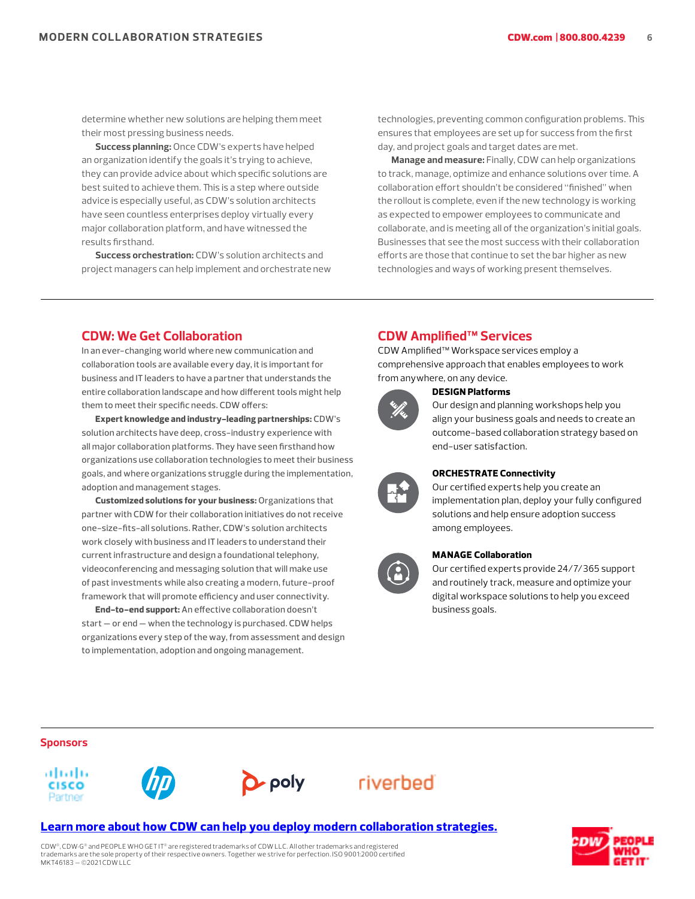determine whether new solutions are helping them meet their most pressing business needs.

**Success planning:** Once CDW's experts have helped an organization identify the goals it's trying to achieve, they can provide advice about which specific solutions are best suited to achieve them. This is a step where outside advice is especially useful, as CDW's solution architects have seen countless enterprises deploy virtually every major collaboration platform, and have witnessed the results firsthand.

**Success orchestration:** CDW's solution architects and project managers can help implement and orchestrate new technologies, preventing common configuration problems. This ensures that employees are set up for success from the first day, and project goals and target dates are met.

**Manage and measure:** Finally, CDW can help organizations to track, manage, optimize and enhance solutions over time. A collaboration effort shouldn't be considered "finished" when the rollout is complete, even if the new technology is working as expected to empower employees to communicate and collaborate, and is meeting all of the organization's initial goals. Businesses that see the most success with their collaboration efforts are those that continue to set the bar higher as new technologies and ways of working present themselves.

## CDW: We Get Collaboration

In an ever-changing world where new communication and collaboration tools are available every day, it is important for business and IT leaders to have a partner that understands the entire collaboration landscape and how different tools might help them to meet their specific needs. CDW offers:

**Expert knowledge and industry-leading partnerships:** CDW's solution architects have deep, cross-industry experience with all major collaboration platforms. They have seen firsthand how organizations use collaboration technologies to meet their business goals, and where organizations struggle during the implementation, adoption and management stages.

**Customized solutions for your business:** Organizations that partner with CDW for their collaboration initiatives do not receive one-size-fits-all solutions. Rather, CDW's solution architects work closely with business and IT leaders to understand their current infrastructure and design a foundational telephony, videoconferencing and messaging solution that will make use of past investments while also creating a modern, future-proof framework that will promote efficiency and user connectivity.

**End-to-end support:** An effective collaboration doesn't start — or end — when the technology is purchased. CDW helps organizations every step of the way, from assessment and design to implementation, adoption and ongoing management.

## CDW Amplified™ Services

CDW Amplified™ Workspace services employ a comprehensive approach that enables employees to work from anywhere, on any device.

**DESIGN Platforms**
Our design and planning workshops help you align your business goals and needs to create an outcome-based collaboration strategy based on end-user satisfaction.

**ORCHESTRATE Connectivity**
Our certified experts help you create an implementation plan, deploy your fully configured solutions and help ensure adoption success among employees.

**MANAGE Collaboration**
Our certified experts provide 24/7/365 support and routinely track, measure and optimize your digital workspace solutions to help you exceed business goals.

**Sponsors**

Cisco Partner · hp · poly · riverbed

[Learn more about how CDW can help you deploy modern collaboration strategies.]

CDW®, CDW·G® and PEOPLE WHO GET IT® are registered trademarks of CDW LLC. All other trademarks and registered trademarks are the sole property of their respective owners. Together we strive for perfection. ISO 9001:2000 certified
MKT46183 — ©2021 CDW LLC

CDW PEOPLE WHO GET IT®